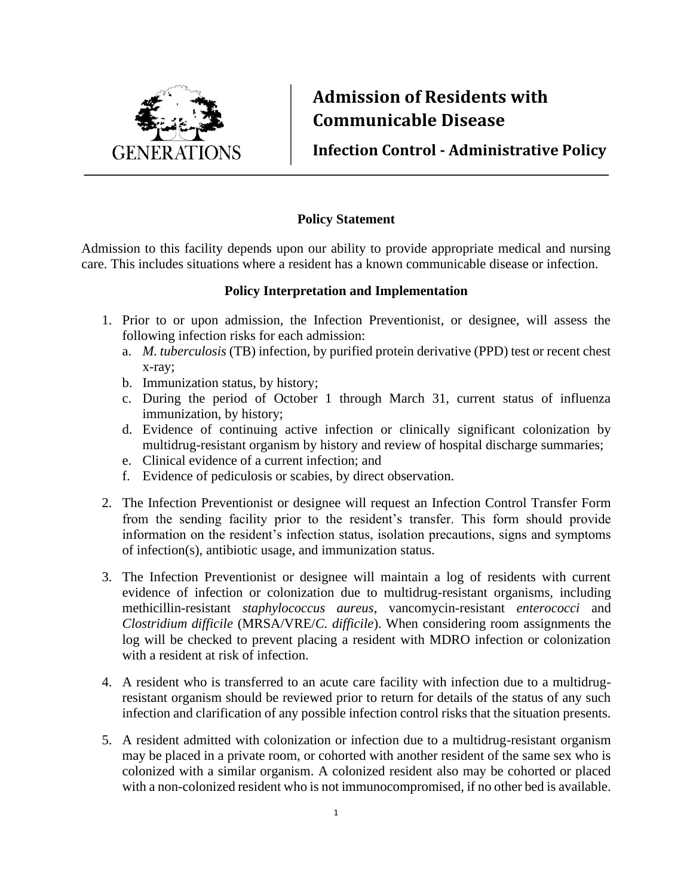GENERATIONS

# Admission of Residents with Communicable Disease

## Infection Control - Administrative Policy

### Policy Statement

Admission to this facility depends upon our ability to provide appropriate medical and nursing care. This includes situations where a resident has a known communicable disease or infection.

### Policy Interpretation and Implementation

1. Prior to or upon admission, the Infection Preventionist, or designee, will assess the following infection risks for each admission:
   a. *M. tuberculosis* (TB) infection, by purified protein derivative (PPD) test or recent chest x-ray;
   b. Immunization status, by history;
   c. During the period of October 1 through March 31, current status of influenza immunization, by history;
   d. Evidence of continuing active infection or clinically significant colonization by multidrug-resistant organism by history and review of hospital discharge summaries;
   e. Clinical evidence of a current infection; and
   f. Evidence of pediculosis or scabies, by direct observation.

2. The Infection Preventionist or designee will request an Infection Control Transfer Form from the sending facility prior to the resident's transfer. This form should provide information on the resident's infection status, isolation precautions, signs and symptoms of infection(s), antibiotic usage, and immunization status.

3. The Infection Preventionist or designee will maintain a log of residents with current evidence of infection or colonization due to multidrug-resistant organisms, including methicillin-resistant *staphylococcus aureus*, vancomycin-resistant *enterococci* and *Clostridium difficile* (MRSA/VRE/*C. difficile*). When considering room assignments the log will be checked to prevent placing a resident with MDRO infection or colonization with a resident at risk of infection.

4. A resident who is transferred to an acute care facility with infection due to a multidrug-resistant organism should be reviewed prior to return for details of the status of any such infection and clarification of any possible infection control risks that the situation presents.

5. A resident admitted with colonization or infection due to a multidrug-resistant organism may be placed in a private room, or cohorted with another resident of the same sex who is colonized with a similar organism. A colonized resident also may be cohorted or placed with a non-colonized resident who is not immunocompromised, if no other bed is available.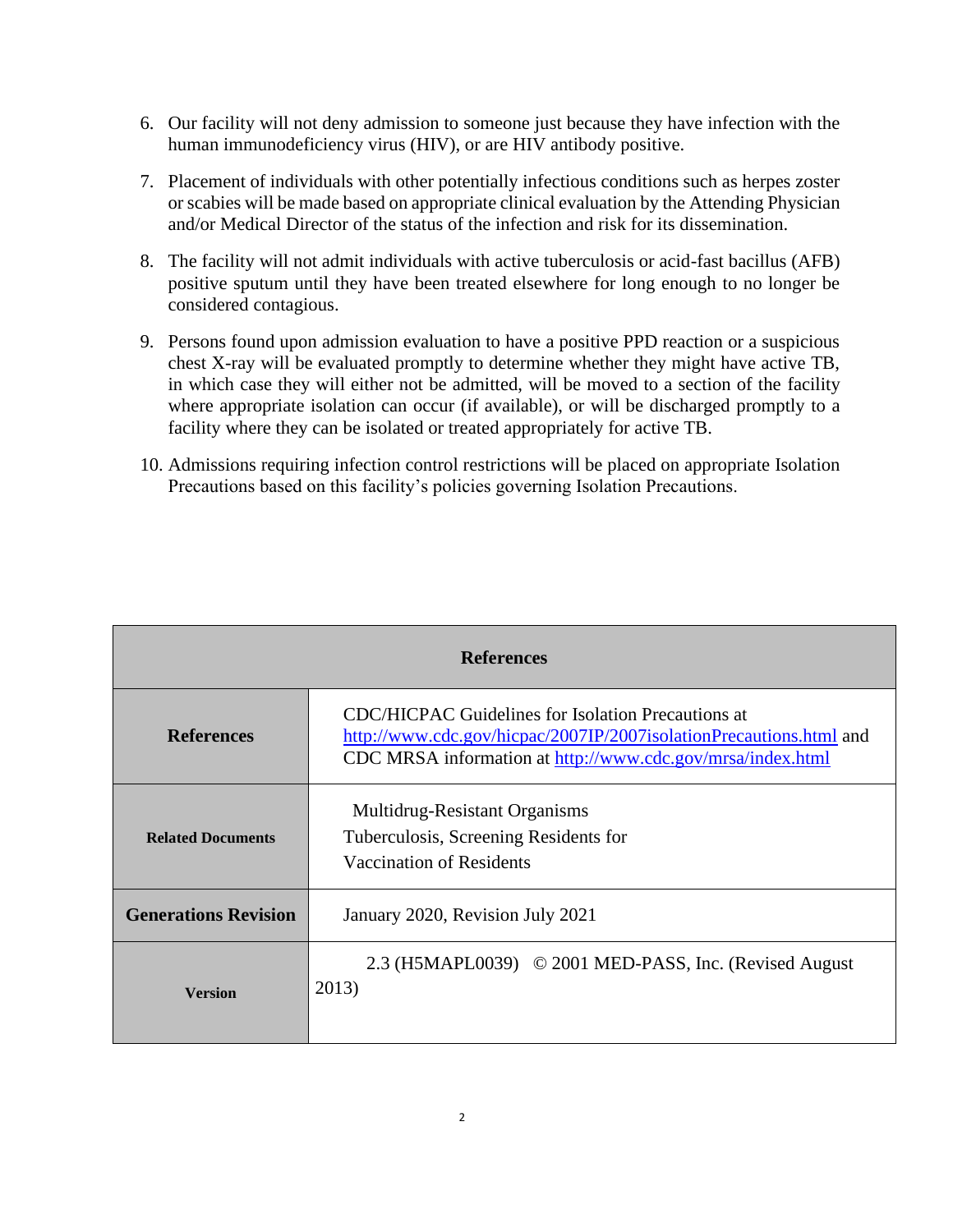6. Our facility will not deny admission to someone just because they have infection with the human immunodeficiency virus (HIV), or are HIV antibody positive.

7. Placement of individuals with other potentially infectious conditions such as herpes zoster or scabies will be made based on appropriate clinical evaluation by the Attending Physician and/or Medical Director of the status of the infection and risk for its dissemination.

8. The facility will not admit individuals with active tuberculosis or acid-fast bacillus (AFB) positive sputum until they have been treated elsewhere for long enough to no longer be considered contagious.

9. Persons found upon admission evaluation to have a positive PPD reaction or a suspicious chest X-ray will be evaluated promptly to determine whether they might have active TB, in which case they will either not be admitted, will be moved to a section of the facility where appropriate isolation can occur (if available), or will be discharged promptly to a facility where they can be isolated or treated appropriately for active TB.

10. Admissions requiring infection control restrictions will be placed on appropriate Isolation Precautions based on this facility's policies governing Isolation Precautions.

| **References** | |
|---|---|
| **References** | CDC/HICPAC Guidelines for Isolation Precautions at http://www.cdc.gov/hicpac/2007IP/2007isolationPrecautions.html and CDC MRSA information at http://www.cdc.gov/mrsa/index.html |
| **Related Documents** | Multidrug-Resistant Organisms<br>Tuberculosis, Screening Residents for<br>Vaccination of Residents |
| **Generations Revision** | January 2020, Revision July 2021 |
| **Version** | 2.3 (H5MAPL0039) © 2001 MED-PASS, Inc. (Revised August 2013) |